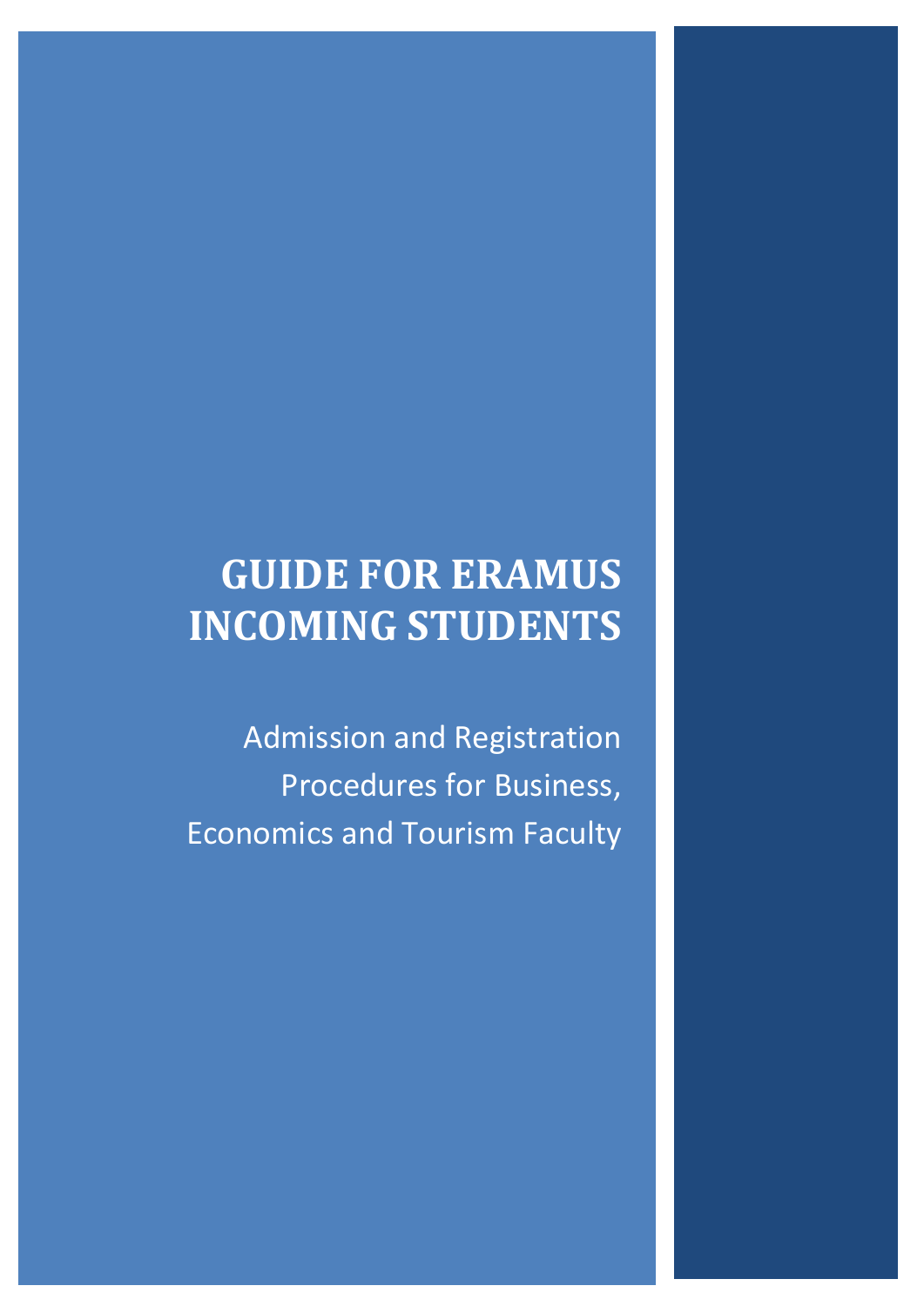# GUIDE FOR ERAMUS INCOMING STUDENTS

Admission and Registration Procedures for Business, Economics and Tourism Faculty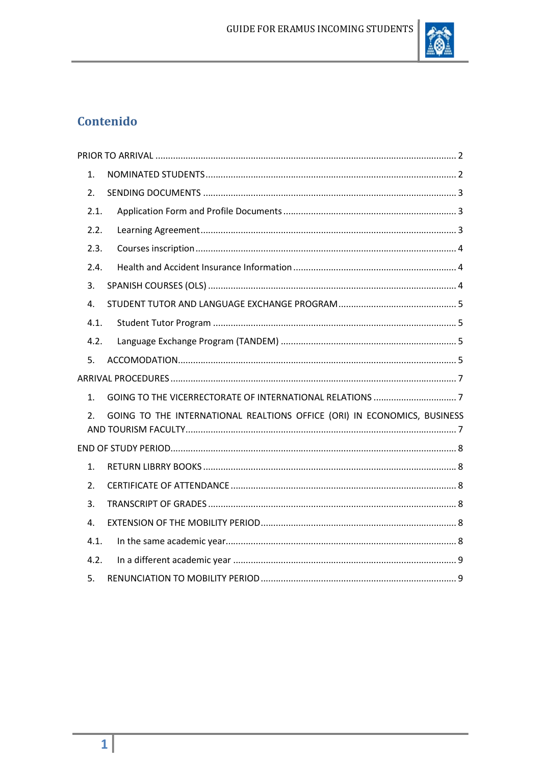# Contenido

PRIOR TO ARRIVAL ........................................................................................................ 2

1. NOMINATED STUDENTS .................................................................................................. 2
2. SENDING DOCUMENTS .................................................................................................... 3

   2.1. Application Form and Profile Documents .................................................................... 3

   2.2. Learning Agreement ...................................................................................................... 3

   2.3. Courses inscription ........................................................................................................ 4

   2.4. Health and Accident Insurance Information ................................................................. 4

3. SPANISH COURSES (OLS) ................................................................................................. 4
4. STUDENT TUTOR AND LANGUAGE EXCHANGE PROGRAM ............................................... 5

   4.1. Student Tutor Program ................................................................................................. 5

   4.2. Language Exchange Program (TANDEM) ..................................................................... 5

5. ACCOMODATION .............................................................................................................. 5

ARRIVAL PROCEDURES ................................................................................................................ 7

1. GOING TO THE VICERRECTORATE OF INTERNATIONAL RELATIONS ................................. 7
2. GOING TO THE INTERNATIONAL REALTIONS OFFICE (ORI) IN ECONOMICS, BUSINESS AND TOURISM FACULTY ........................................................................................................... 7

END OF STUDY PERIOD ................................................................................................................. 8

1. RETURN LIBRRY BOOKS .................................................................................................... 8
2. CERTIFICATE OF ATTENDANCE ......................................................................................... 8
3. TRANSCRIPT OF GRADES .................................................................................................. 8
4. EXTENSION OF THE MOBILITY PERIOD ............................................................................. 8

   4.1. In the same academic year ........................................................................................... 8

   4.2. In a different academic year ......................................................................................... 9

5. RENUNCIATION TO MOBILITY PERIOD ............................................................................. 9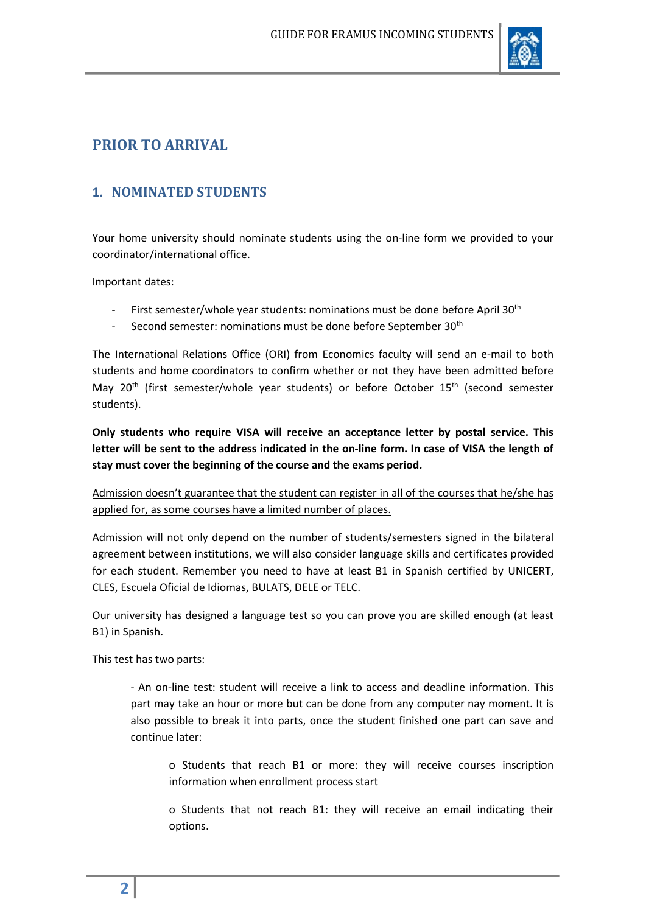## PRIOR TO ARRIVAL

### 1. NOMINATED STUDENTS

Your home university should nominate students using the on-line form we provided to your coordinator/international office.

Important dates:

- First semester/whole year students: nominations must be done before April 30th
- Second semester: nominations must be done before September 30th

The International Relations Office (ORI) from Economics faculty will send an e-mail to both students and home coordinators to confirm whether or not they have been admitted before May 20th (first semester/whole year students) or before October 15th (second semester students).

**Only students who require VISA will receive an acceptance letter by postal service. This letter will be sent to the address indicated in the on-line form. In case of VISA the length of stay must cover the beginning of the course and the exams period.**

<u>Admission doesn't guarantee that the student can register in all of the courses that he/she has applied for, as some courses have a limited number of places.</u>

Admission will not only depend on the number of students/semesters signed in the bilateral agreement between institutions, we will also consider language skills and certificates provided for each student. Remember you need to have at least B1 in Spanish certified by UNICERT, CLES, Escuela Oficial de Idiomas, BULATS, DELE or TELC.

Our university has designed a language test so you can prove you are skilled enough (at least B1) in Spanish.

This test has two parts:

- An on-line test: student will receive a link to access and deadline information. This part may take an hour or more but can be done from any computer nay moment. It is also possible to break it into parts, once the student finished one part can save and continue later:

  - Students that reach B1 or more: they will receive courses inscription information when enrollment process start

  - Students that not reach B1: they will receive an email indicating their options.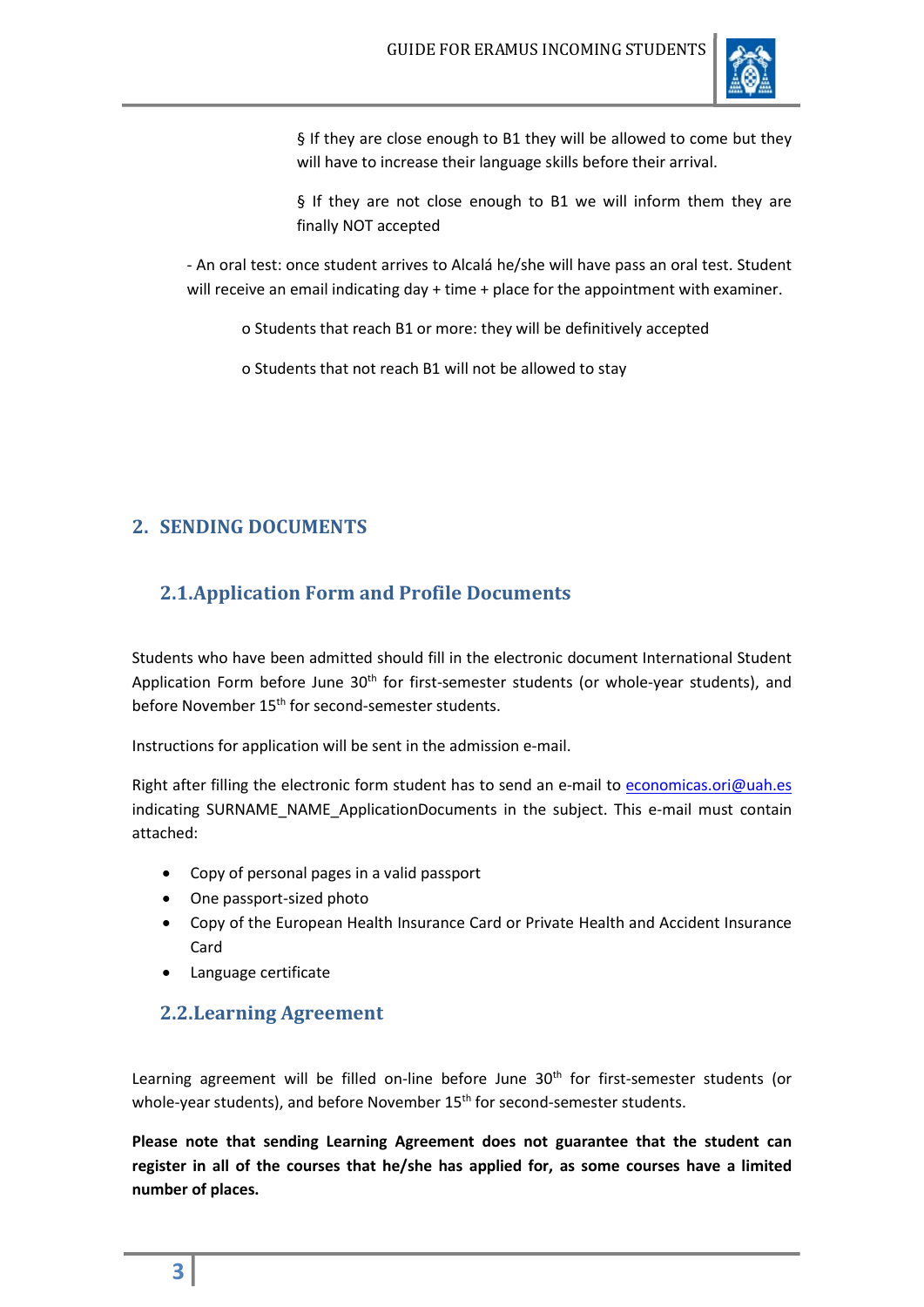§ If they are close enough to B1 they will be allowed to come but they will have to increase their language skills before their arrival.

§ If they are not close enough to B1 we will inform them they are finally NOT accepted

- An oral test: once student arrives to Alcalá he/she will have pass an oral test. Student will receive an email indicating day + time + place for the appointment with examiner.

o Students that reach B1 or more: they will be definitively accepted

o Students that not reach B1 will not be allowed to stay

## 2. SENDING DOCUMENTS

### 2.1. Application Form and Profile Documents

Students who have been admitted should fill in the electronic document International Student Application Form before June 30th for first-semester students (or whole-year students), and before November 15th for second-semester students.

Instructions for application will be sent in the admission e-mail.

Right after filling the electronic form student has to send an e-mail to economicas.ori@uah.es indicating SURNAME_NAME_ApplicationDocuments in the subject. This e-mail must contain attached:

- Copy of personal pages in a valid passport
- One passport-sized photo
- Copy of the European Health Insurance Card or Private Health and Accident Insurance Card
- Language certificate

### 2.2. Learning Agreement

Learning agreement will be filled on-line before June 30th for first-semester students (or whole-year students), and before November 15th for second-semester students.

**Please note that sending Learning Agreement does not guarantee that the student can register in all of the courses that he/she has applied for, as some courses have a limited number of places.**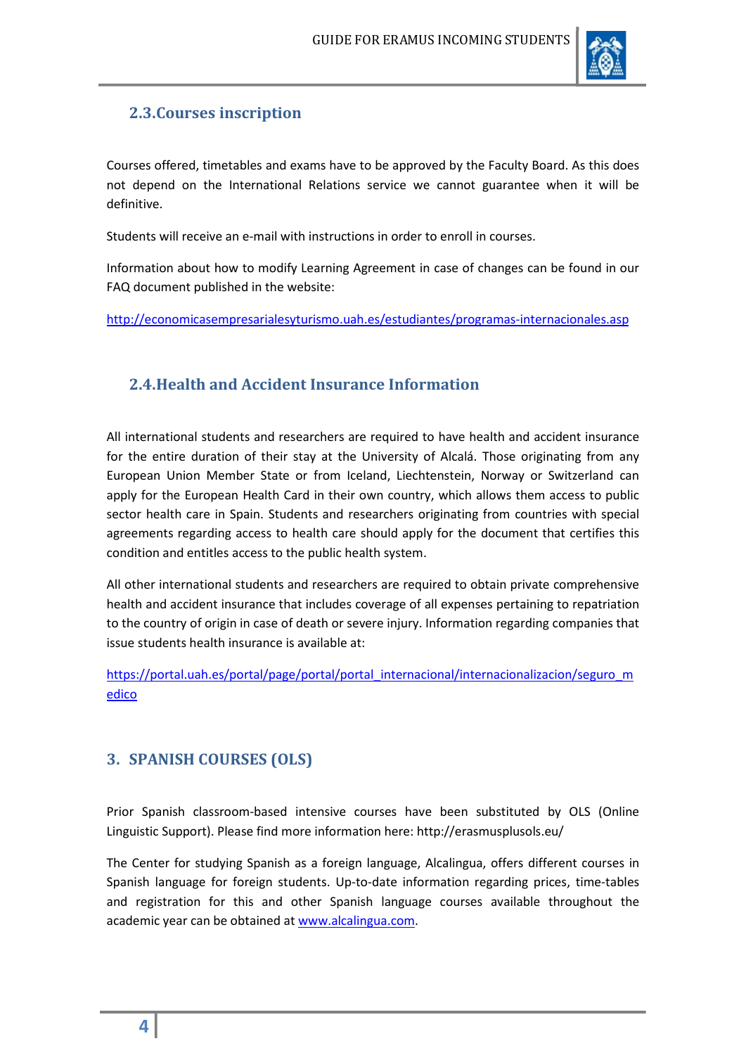## 2.3.Courses inscription

Courses offered, timetables and exams have to be approved by the Faculty Board. As this does not depend on the International Relations service we cannot guarantee when it will be definitive.

Students will receive an e-mail with instructions in order to enroll in courses.

Information about how to modify Learning Agreement in case of changes can be found in our FAQ document published in the website:

http://economicasempresarialesyturismo.uah.es/estudiantes/programas-internacionales.asp

## 2.4.Health and Accident Insurance Information

All international students and researchers are required to have health and accident insurance for the entire duration of their stay at the University of Alcalá. Those originating from any European Union Member State or from Iceland, Liechtenstein, Norway or Switzerland can apply for the European Health Card in their own country, which allows them access to public sector health care in Spain. Students and researchers originating from countries with special agreements regarding access to health care should apply for the document that certifies this condition and entitles access to the public health system.

All other international students and researchers are required to obtain private comprehensive health and accident insurance that includes coverage of all expenses pertaining to repatriation to the country of origin in case of death or severe injury. Information regarding companies that issue students health insurance is available at:

https://portal.uah.es/portal/page/portal/portal_internacional/internacionalizacion/seguro_medico

# 3. SPANISH COURSES (OLS)

Prior Spanish classroom-based intensive courses have been substituted by OLS (Online Linguistic Support). Please find more information here: http://erasmusplusols.eu/

The Center for studying Spanish as a foreign language, Alcalingua, offers different courses in Spanish language for foreign students. Up-to-date information regarding prices, time-tables and registration for this and other Spanish language courses available throughout the academic year can be obtained at www.alcalingua.com.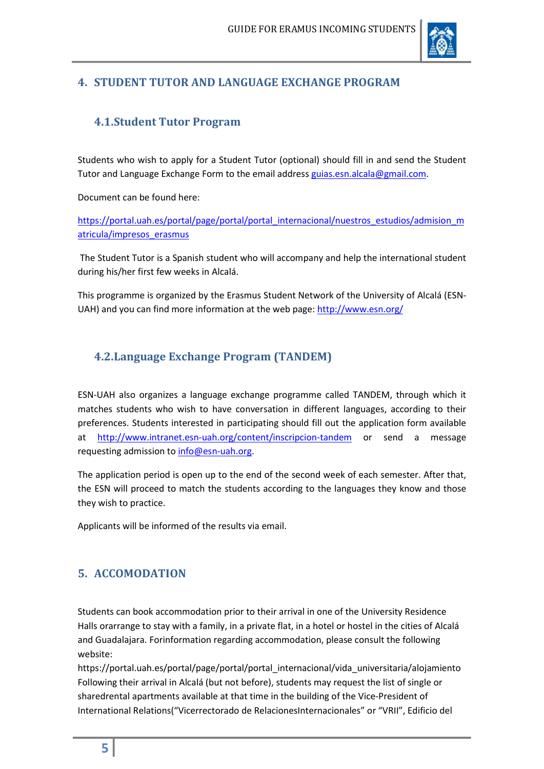## 4. STUDENT TUTOR AND LANGUAGE EXCHANGE PROGRAM

### 4.1.Student Tutor Program

Students who wish to apply for a Student Tutor (optional) should fill in and send the Student Tutor and Language Exchange Form to the email address guias.esn.alcala@gmail.com.

Document can be found here:

https://portal.uah.es/portal/page/portal/portal_internacional/nuestros_estudios/admision_matricula/impresos_erasmus

The Student Tutor is a Spanish student who will accompany and help the international student during his/her first few weeks in Alcalá.

This programme is organized by the Erasmus Student Network of the University of Alcalá (ESN-UAH) and you can find more information at the web page: http://www.esn.org/

### 4.2.Language Exchange Program (TANDEM)

ESN-UAH also organizes a language exchange programme called TANDEM, through which it matches students who wish to have conversation in different languages, according to their preferences. Students interested in participating should fill out the application form available at http://www.intranet.esn-uah.org/content/inscripcion-tandem or send a message requesting admission to info@esn-uah.org.

The application period is open up to the end of the second week of each semester. After that, the ESN will proceed to match the students according to the languages they know and those they wish to practice.

Applicants will be informed of the results via email.

## 5. ACCOMODATION

Students can book accommodation prior to their arrival in one of the University Residence Halls orarrange to stay with a family, in a private flat, in a hotel or hostel in the cities of Alcalá and Guadalajara. Forinformation regarding accommodation, please consult the following website:
https://portal.uah.es/portal/page/portal/portal_internacional/vida_universitaria/alojamiento
Following their arrival in Alcalá (but not before), students may request the list of single or sharedrental apartments available at that time in the building of the Vice-President of International Relations(“Vicerrectorado de RelacionesInternacionales” or “VRII”, Edificio del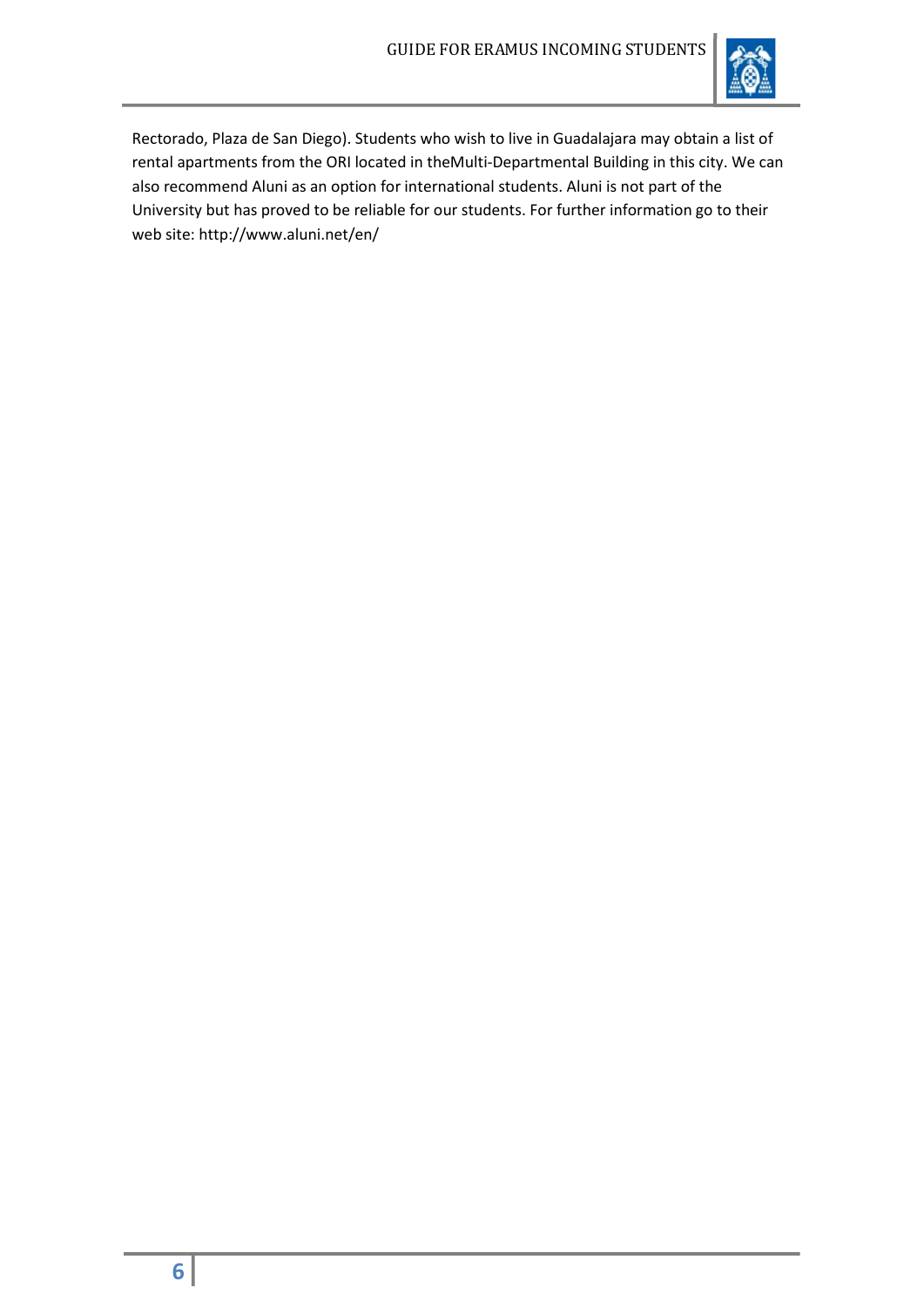Rectorado, Plaza de San Diego). Students who wish to live in Guadalajara may obtain a list of rental apartments from the ORI located in theMulti-Departmental Building in this city. We can also recommend Aluni as an option for international students. Aluni is not part of the University but has proved to be reliable for our students. For further information go to their web site: http://www.aluni.net/en/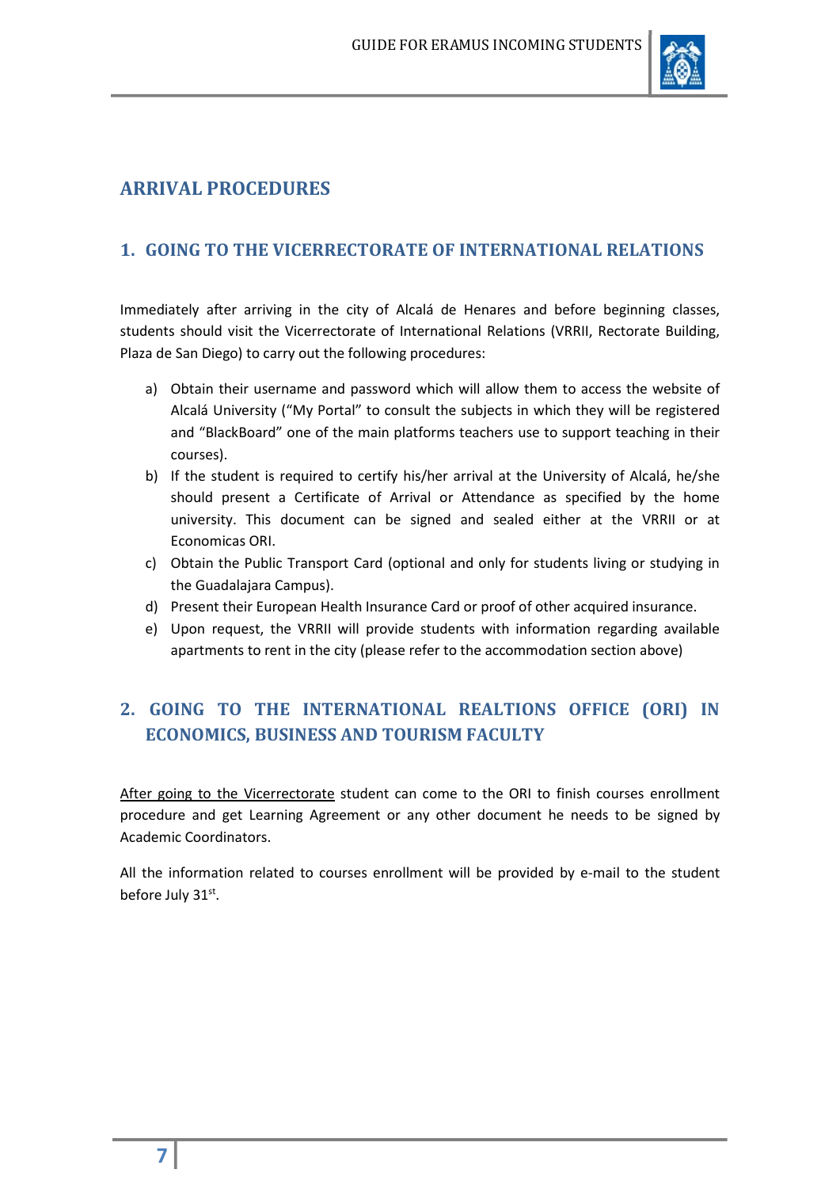# ARRIVAL PROCEDURES

## 1. GOING TO THE VICERRECTORATE OF INTERNATIONAL RELATIONS

Immediately after arriving in the city of Alcalá de Henares and before beginning classes, students should visit the Vicerrectorate of International Relations (VRRII, Rectorate Building, Plaza de San Diego) to carry out the following procedures:

a) Obtain their username and password which will allow them to access the website of Alcalá University ("My Portal" to consult the subjects in which they will be registered and "BlackBoard" one of the main platforms teachers use to support teaching in their courses).
b) If the student is required to certify his/her arrival at the University of Alcalá, he/she should present a Certificate of Arrival or Attendance as specified by the home university. This document can be signed and sealed either at the VRRII or at Economicas ORI.
c) Obtain the Public Transport Card (optional and only for students living or studying in the Guadalajara Campus).
d) Present their European Health Insurance Card or proof of other acquired insurance.
e) Upon request, the VRRII will provide students with information regarding available apartments to rent in the city (please refer to the accommodation section above)

## 2. GOING TO THE INTERNATIONAL REALTIONS OFFICE (ORI) IN ECONOMICS, BUSINESS AND TOURISM FACULTY

After going to the Vicerrectorate student can come to the ORI to finish courses enrollment procedure and get Learning Agreement or any other document he needs to be signed by Academic Coordinators.

All the information related to courses enrollment will be provided by e-mail to the student before July 31st.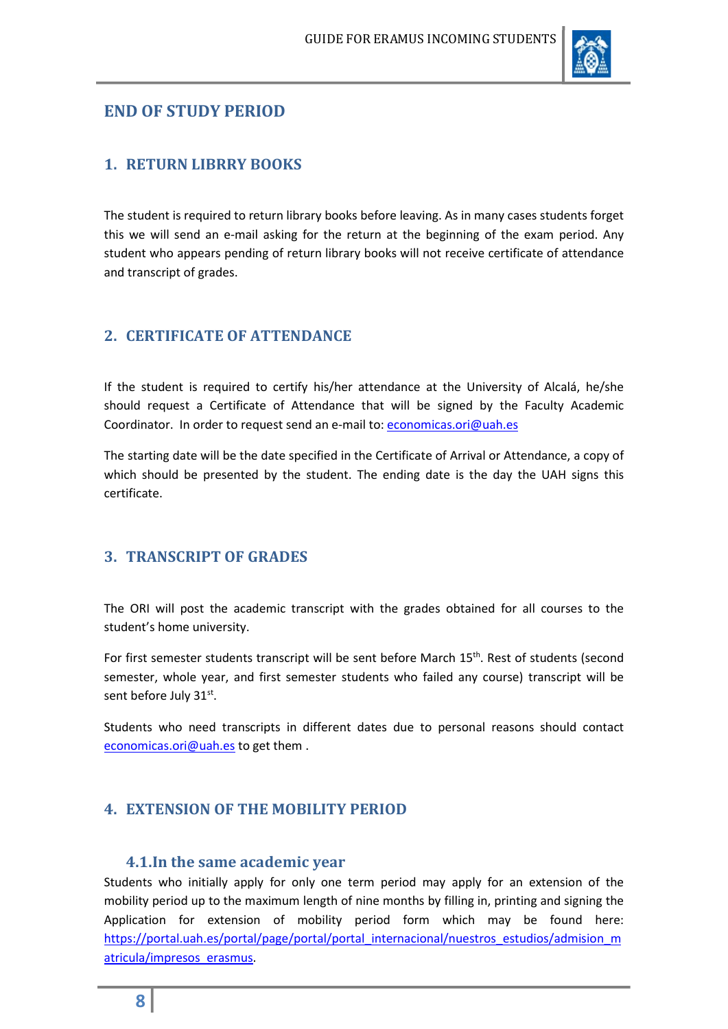# END OF STUDY PERIOD

## 1. RETURN LIBRRY BOOKS

The student is required to return library books before leaving. As in many cases students forget this we will send an e-mail asking for the return at the beginning of the exam period. Any student who appears pending of return library books will not receive certificate of attendance and transcript of grades.

## 2. CERTIFICATE OF ATTENDANCE

If the student is required to certify his/her attendance at the University of Alcalá, he/she should request a Certificate of Attendance that will be signed by the Faculty Academic Coordinator. In order to request send an e-mail to: economicas.ori@uah.es

The starting date will be the date specified in the Certificate of Arrival or Attendance, a copy of which should be presented by the student. The ending date is the day the UAH signs this certificate.

## 3. TRANSCRIPT OF GRADES

The ORI will post the academic transcript with the grades obtained for all courses to the student's home university.

For first semester students transcript will be sent before March 15th. Rest of students (second semester, whole year, and first semester students who failed any course) transcript will be sent before July 31st.

Students who need transcripts in different dates due to personal reasons should contact economicas.ori@uah.es to get them .

## 4. EXTENSION OF THE MOBILITY PERIOD

### 4.1.In the same academic year

Students who initially apply for only one term period may apply for an extension of the mobility period up to the maximum length of nine months by filling in, printing and signing the Application for extension of mobility period form which may be found here: https://portal.uah.es/portal/page/portal/portal_internacional/nuestros_estudios/admision_matricula/impresos_erasmus.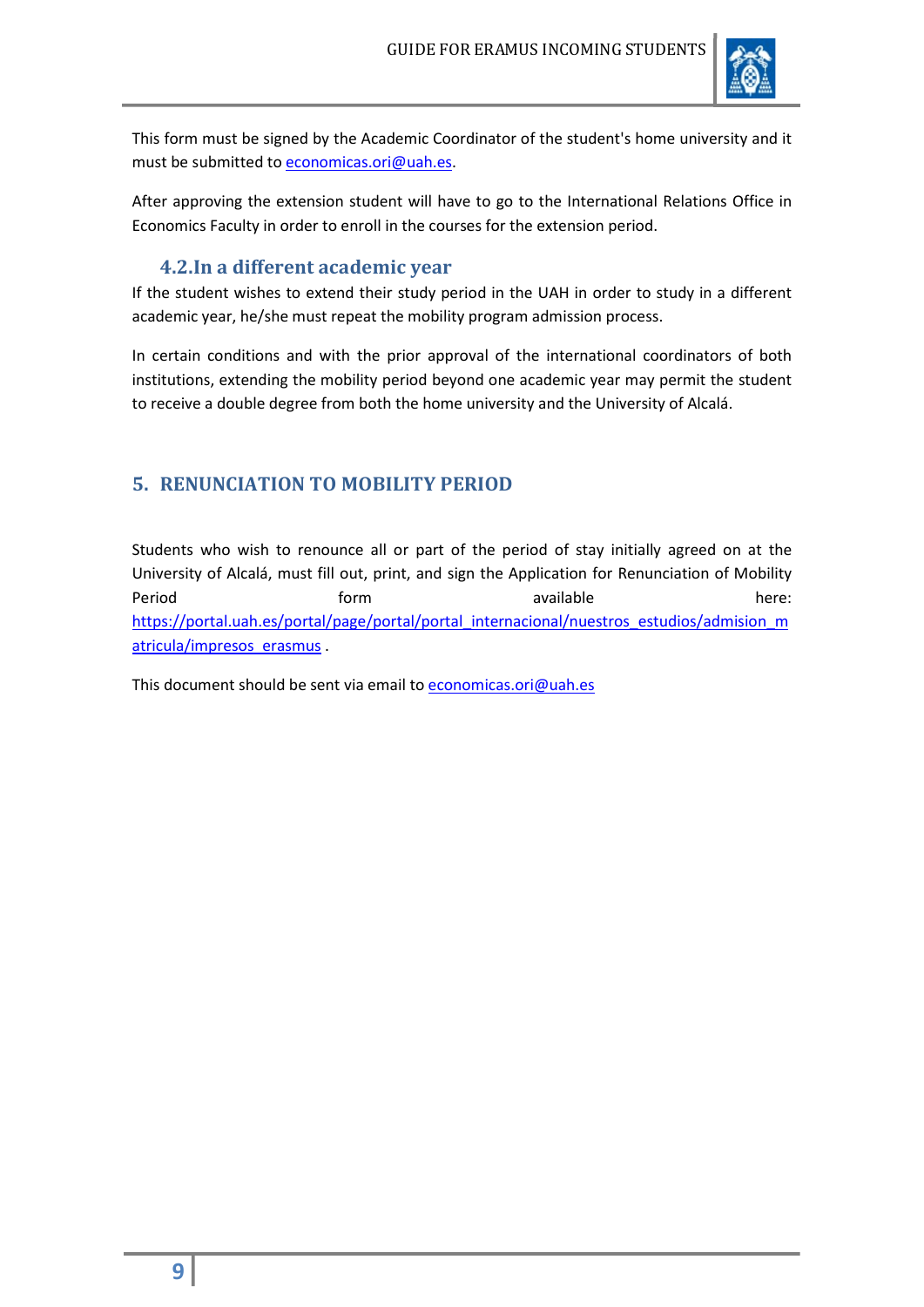This form must be signed by the Academic Coordinator of the student's home university and it must be submitted to economicas.ori@uah.es.

After approving the extension student will have to go to the International Relations Office in Economics Faculty in order to enroll in the courses for the extension period.

### 4.2. In a different academic year

If the student wishes to extend their study period in the UAH in order to study in a different academic year, he/she must repeat the mobility program admission process.

In certain conditions and with the prior approval of the international coordinators of both institutions, extending the mobility period beyond one academic year may permit the student to receive a double degree from both the home university and the University of Alcalá.

## 5. RENUNCIATION TO MOBILITY PERIOD

Students who wish to renounce all or part of the period of stay initially agreed on at the University of Alcalá, must fill out, print, and sign the Application for Renunciation of Mobility Period form available here: https://portal.uah.es/portal/page/portal/portal_internacional/nuestros_estudios/admision_matricula/impresos_erasmus .

This document should be sent via email to economicas.ori@uah.es